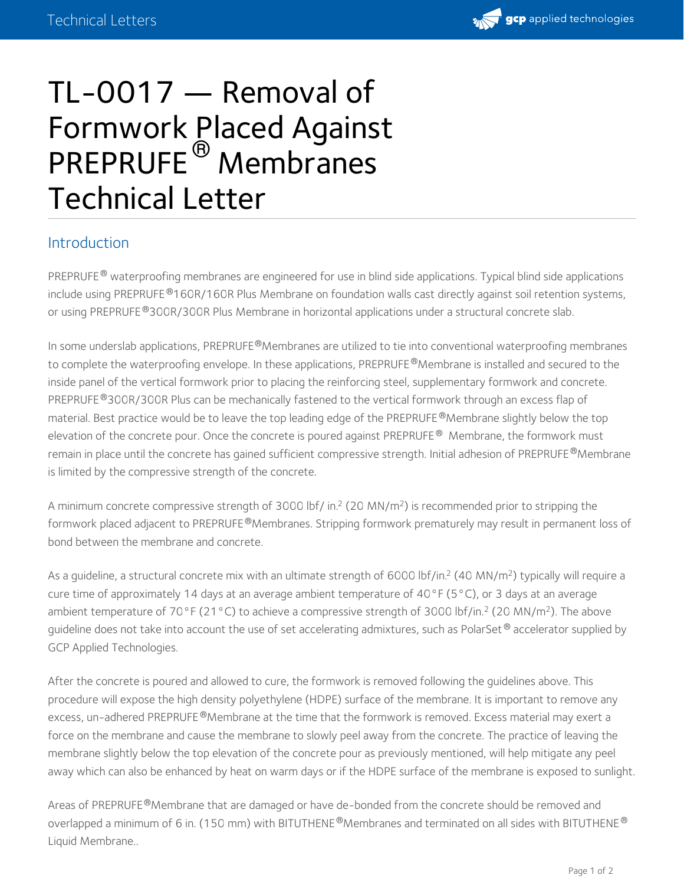# TL-0017 — Removal of Formwork Placed Against PREPRUFE® Membranes Technical Letter

## Introduction

PREPRUFE® waterproofing membranes are engineered for use in blind side applications. Typical blind side applications include using PREPRUFE®160R/160R Plus Membrane on foundation walls cast directly against soil retention systems, or using PREPRUFE®300R/300R Plus Membrane in horizontal applications under a structural concrete slab.

In some underslab applications, PREPRUFE®Membranes are utilized to tie into conventional waterproofing membranes to complete the waterproofing envelope. In these applications, PREPRUFE®Membrane is installed and secured to the inside panel of the vertical formwork prior to placing the reinforcing steel, supplementary formwork and concrete. PREPRUFE®300R/300R Plus can be mechanically fastened to the vertical formwork through an excess flap of material. Best practice would be to leave the top leading edge of the PREPRUFE®Membrane slightly below the top elevation of the concrete pour. Once the concrete is poured against PREPRUFE® Membrane, the formwork must remain in place until the concrete has gained sufficient compressive strength. Initial adhesion of PREPRUFE®Membrane is limited by the compressive strength of the concrete.

A minimum concrete compressive strength of 3000 lbf/ in.$^2$ (20 MN/m$^2$) is recommended prior to stripping the formwork placed adjacent to PREPRUFE®Membranes. Stripping formwork prematurely may result in permanent loss of bond between the membrane and concrete.

As a guideline, a structural concrete mix with an ultimate strength of 6000 lbf/in.$^2$ (40 MN/m$^2$) typically will require a cure time of approximately 14 days at an average ambient temperature of 40°F (5°C), or 3 days at an average ambient temperature of 70°F (21°C) to achieve a compressive strength of 3000 lbf/in.$^2$ (20 MN/m$^2$). The above guideline does not take into account the use of set accelerating admixtures, such as PolarSet® accelerator supplied by GCP Applied Technologies.

After the concrete is poured and allowed to cure, the formwork is removed following the guidelines above. This procedure will expose the high density polyethylene (HDPE) surface of the membrane. It is important to remove any excess, un-adhered PREPRUFE®Membrane at the time that the formwork is removed. Excess material may exert a force on the membrane and cause the membrane to slowly peel away from the concrete. The practice of leaving the membrane slightly below the top elevation of the concrete pour as previously mentioned, will help mitigate any peel away which can also be enhanced by heat on warm days or if the HDPE surface of the membrane is exposed to sunlight.

Areas of PREPRUFE®Membrane that are damaged or have de-bonded from the concrete should be removed and overlapped a minimum of 6 in. (150 mm) with BITUTHENE®Membranes and terminated on all sides with BITUTHENE® Liquid Membrane..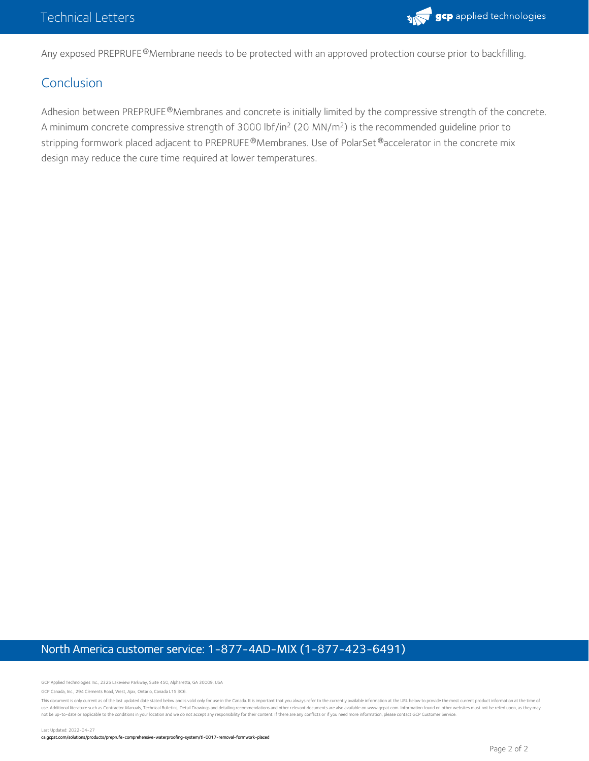Any exposed PREPRUFE®Membrane needs to be protected with an approved protection course prior to backfilling.

## Conclusion

Adhesion between PREPRUFE®Membranes and concrete is initially limited by the compressive strength of the concrete. A minimum concrete compressive strength of 3000 lbf/in$^2$ (20 MN/m$^2$) is the recommended guideline prior to stripping formwork placed adjacent to PREPRUFE®Membranes. Use of PolarSet®accelerator in the concrete mix design may reduce the cure time required at lower temperatures.

North America customer service: 1-877-4AD-MIX (1-877-423-6491)

GCP Applied Technologies Inc., 2325 Lakeview Parkway, Suite 450, Alpharetta, GA 30009, USA

GCP Canada, Inc., 294 Clements Road, West, Ajax, Ontario, Canada L1S 3C6.

This document is only current as of the last updated date stated below and is valid only for use in the Canada. It is important that you always refer to the currently available information at the URL below to provide the most current product information at the time of use. Additional literature such as Contractor Manuals, Technical Bulletins, Detail Drawings and detailing recommendations and other relevant documents are also available on www.gcpat.com. Information found on other websites must not be relied upon, as they may not be up-to-date or applicable to the conditions in your location and we do not accept any responsibility for their content. If there are any conflicts or if you need more information, please contact GCP Customer Service.

Last Updated: 2022-04-27

ca.gcpat.com/solutions/products/preprufe-comprehensive-waterproofing-system/tl-0017-removal-formwork-placed